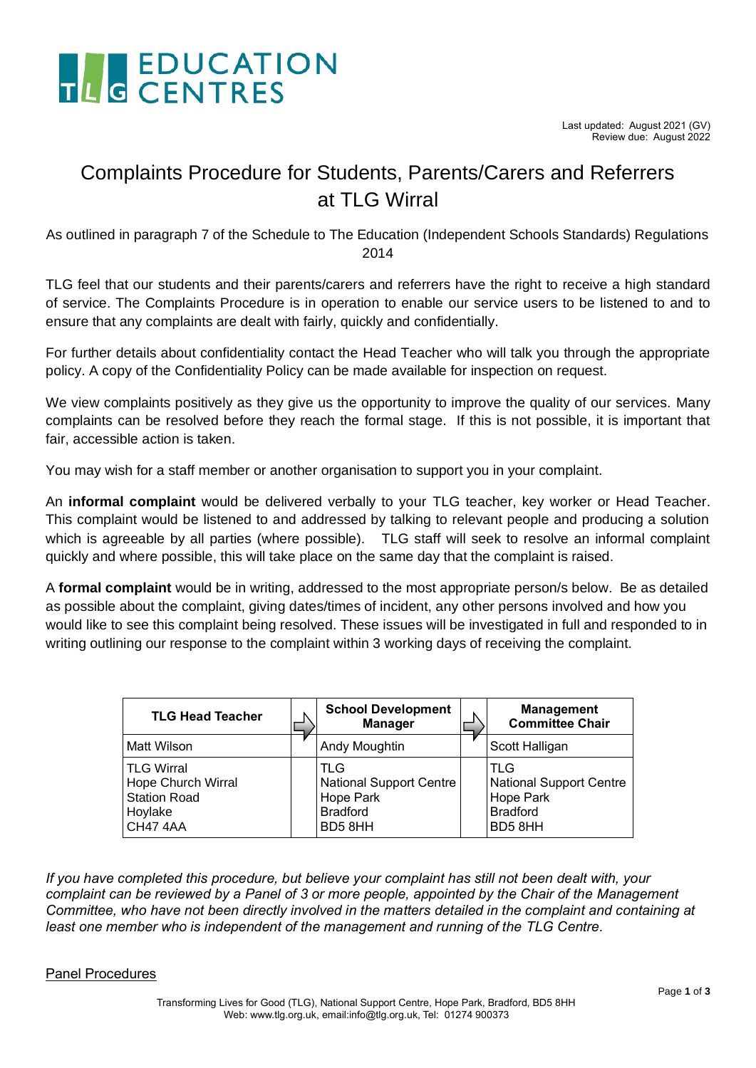# EDUCATION CENTRES

Last updated: August 2021 (GV)
Review due: August 2022

## Complaints Procedure for Students, Parents/Carers and Referrers at TLG Wirral

As outlined in paragraph 7 of the Schedule to The Education (Independent Schools Standards) Regulations 2014

TLG feel that our students and their parents/carers and referrers have the right to receive a high standard of service. The Complaints Procedure is in operation to enable our service users to be listened to and to ensure that any complaints are dealt with fairly, quickly and confidentially.

For further details about confidentiality contact the Head Teacher who will talk you through the appropriate policy. A copy of the Confidentiality Policy can be made available for inspection on request.

We view complaints positively as they give us the opportunity to improve the quality of our services. Many complaints can be resolved before they reach the formal stage. If this is not possible, it is important that fair, accessible action is taken.

You may wish for a staff member or another organisation to support you in your complaint.

An **informal complaint** would be delivered verbally to your TLG teacher, key worker or Head Teacher. This complaint would be listened to and addressed by talking to relevant people and producing a solution which is agreeable by all parties (where possible). TLG staff will seek to resolve an informal complaint quickly and where possible, this will take place on the same day that the complaint is raised.

A **formal complaint** would be in writing, addressed to the most appropriate person/s below. Be as detailed as possible about the complaint, giving dates/times of incident, any other persons involved and how you would like to see this complaint being resolved. These issues will be investigated in full and responded to in writing outlining our response to the complaint within 3 working days of receiving the complaint.

| TLG Head Teacher | → | School Development Manager | → | Management Committee Chair |
|---|---|---|---|---|
| Matt Wilson | | Andy Moughtin | | Scott Halligan |
| TLG Wirral<br>Hope Church Wirral<br>Station Road<br>Hoylake<br>CH47 4AA | | TLG<br>National Support Centre<br>Hope Park<br>Bradford<br>BD5 8HH | | TLG<br>National Support Centre<br>Hope Park<br>Bradford<br>BD5 8HH |

*If you have completed this procedure, but believe your complaint has still not been dealt with, your complaint can be reviewed by a Panel of 3 or more people, appointed by the Chair of the Management Committee, who have not been directly involved in the matters detailed in the complaint and containing at least one member who is independent of the management and running of the TLG Centre.*

Panel Procedures

Transforming Lives for Good (TLG), National Support Centre, Hope Park, Bradford, BD5 8HH
Web: www.tlg.org.uk, email:info@tlg.org.uk, Tel: 01274 900373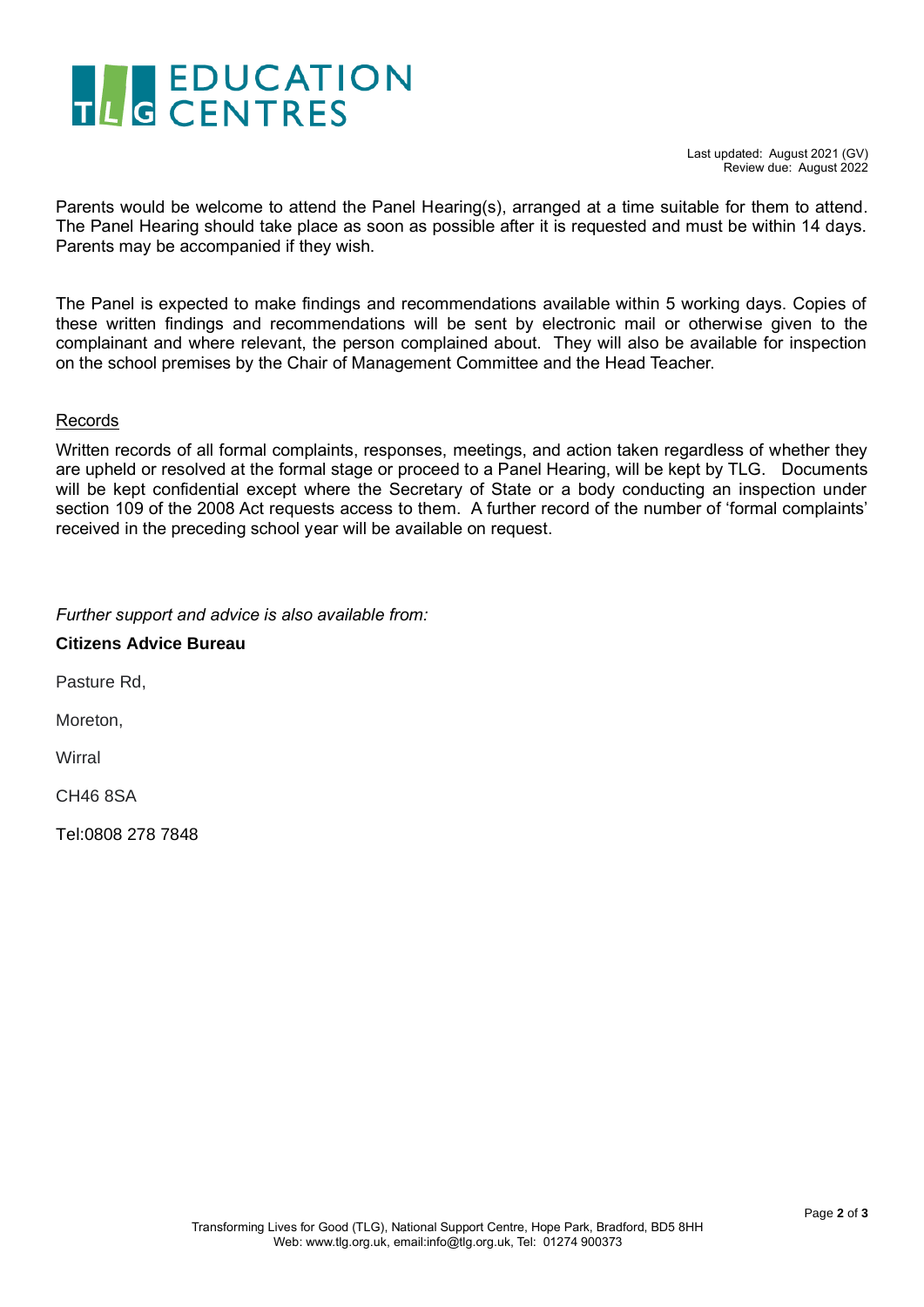Last updated: August 2021 (GV)
Review due: August 2022

Parents would be welcome to attend the Panel Hearing(s), arranged at a time suitable for them to attend. The Panel Hearing should take place as soon as possible after it is requested and must be within 14 days. Parents may be accompanied if they wish.

The Panel is expected to make findings and recommendations available within 5 working days. Copies of these written findings and recommendations will be sent by electronic mail or otherwise given to the complainant and where relevant, the person complained about. They will also be available for inspection on the school premises by the Chair of Management Committee and the Head Teacher.

Records

Written records of all formal complaints, responses, meetings, and action taken regardless of whether they are upheld or resolved at the formal stage or proceed to a Panel Hearing, will be kept by TLG. Documents will be kept confidential except where the Secretary of State or a body conducting an inspection under section 109 of the 2008 Act requests access to them. A further record of the number of 'formal complaints' received in the preceding school year will be available on request.

*Further support and advice is also available from:*

**Citizens Advice Bureau**

Pasture Rd,

Moreton,

Wirral

CH46 8SA

Tel:0808 278 7848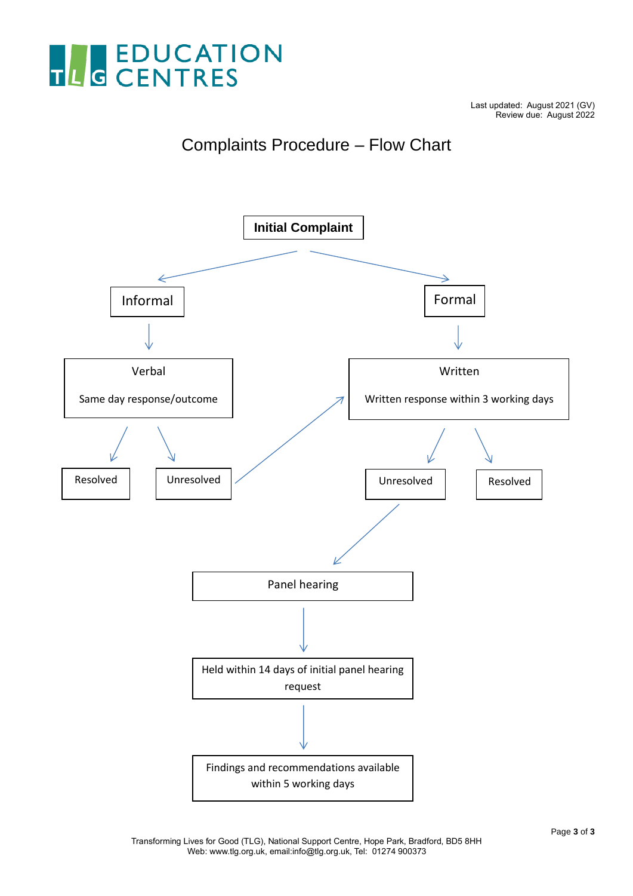EDUCATION CENTRES

Last updated: August 2021 (GV)
Review due: August 2022

# Complaints Procedure – Flow Chart

Initial Complaint

Informal

Formal

Verbal

Same day response/outcome

Written

Written response within 3 working days

Resolved

Unresolved

Unresolved

Resolved

Panel hearing

Held within 14 days of initial panel hearing request

Findings and recommendations available within 5 working days

Transforming Lives for Good (TLG), National Support Centre, Hope Park, Bradford, BD5 8HH
Web: www.tlg.org.uk, email:info@tlg.org.uk, Tel: 01274 900373